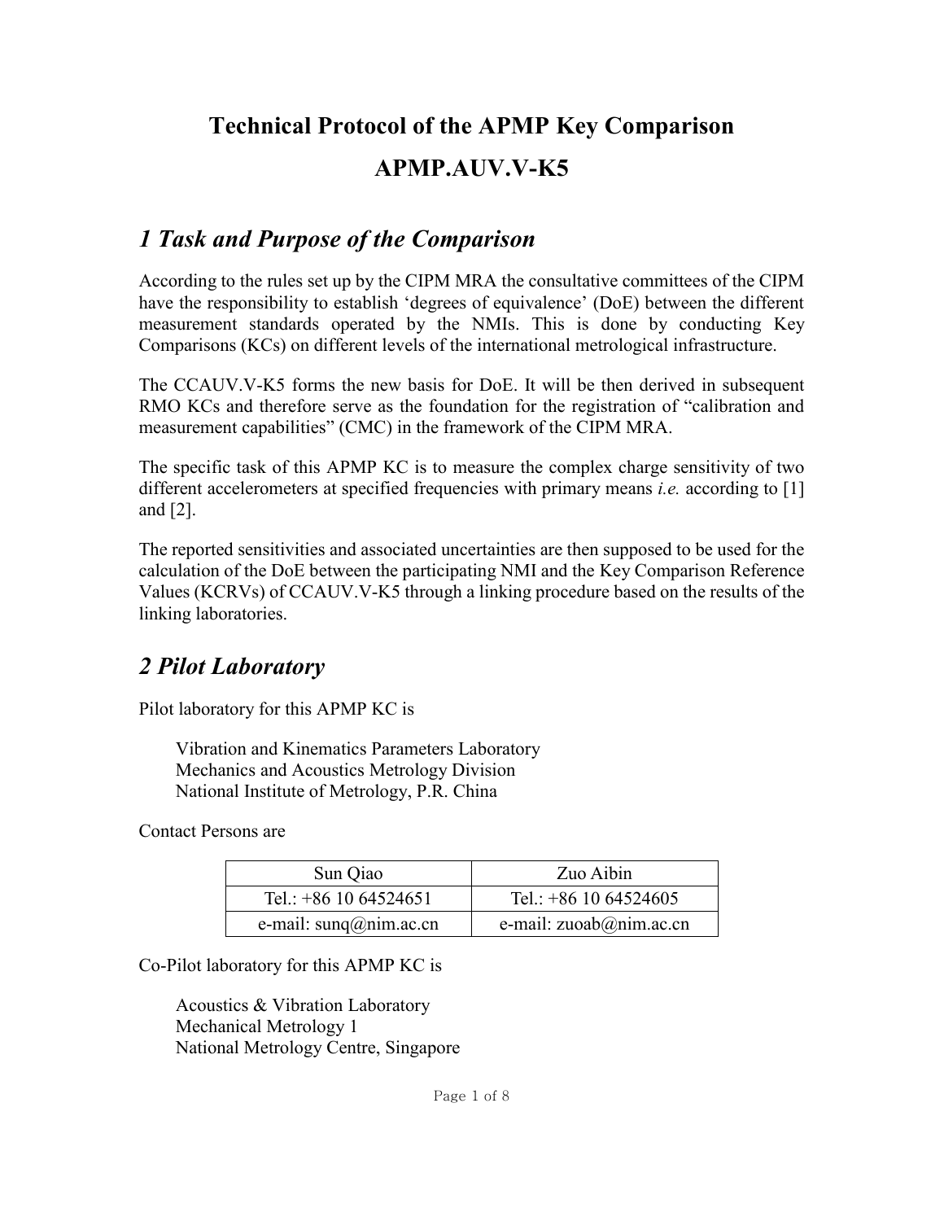# Technical Protocol of the APMP Key Comparison APMP.AUV.V-K5

## 1 Task and Purpose of the Comparison

According to the rules set up by the CIPM MRA the consultative committees of the CIPM have the responsibility to establish 'degrees of equivalence' (DoE) between the different measurement standards operated by the NMIs. This is done by conducting Key Comparisons (KCs) on different levels of the international metrological infrastructure.

The CCAUV.V-K5 forms the new basis for DoE. It will be then derived in subsequent RMO KCs and therefore serve as the foundation for the registration of "calibration and measurement capabilities" (CMC) in the framework of the CIPM MRA.

The specific task of this APMP KC is to measure the complex charge sensitivity of two different accelerometers at specified frequencies with primary means *i.e.* according to [1] and [2].

The reported sensitivities and associated uncertainties are then supposed to be used for the calculation of the DoE between the participating NMI and the Key Comparison Reference Values (KCRVs) of CCAUV.V-K5 through a linking procedure based on the results of the linking laboratories.

## 2 Pilot Laboratory

Pilot laboratory for this APMP KC is

Vibration and Kinematics Parameters Laboratory
Mechanics and Acoustics Metrology Division
National Institute of Metrology, P.R. China

Contact Persons are

| | |
|---|---|
| Sun Qiao | Zuo Aibin |
| Tel.: +86 10 64524651 | Tel.: +86 10 64524605 |
| e-mail: sunq@nim.ac.cn | e-mail: zuoab@nim.ac.cn |

Co-Pilot laboratory for this APMP KC is

Acoustics & Vibration Laboratory
Mechanical Metrology 1
National Metrology Centre, Singapore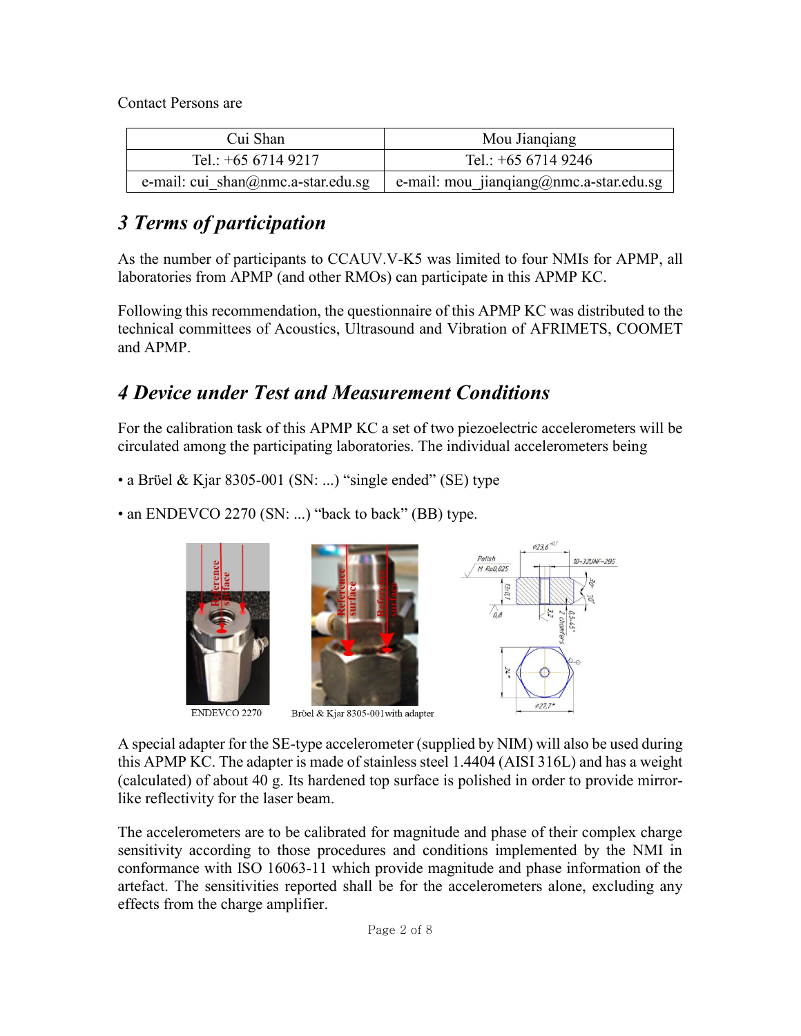Contact Persons are

| Cui Shan | Mou Jianqiang |
| --- | --- |
| Tel.: +65 6714 9217 | Tel.: +65 6714 9246 |
| e-mail: cui_shan@nmc.a-star.edu.sg | e-mail: mou_jianqiang@nmc.a-star.edu.sg |

## *3 Terms of participation*

As the number of participants to CCAUV.V-K5 was limited to four NMIs for APMP, all laboratories from APMP (and other RMOs) can participate in this APMP KC.

Following this recommendation, the questionnaire of this APMP KC was distributed to the technical committees of Acoustics, Ultrasound and Vibration of AFRIMETS, COOMET and APMP.

## *4 Device under Test and Measurement Conditions*

For the calibration task of this APMP KC a set of two piezoelectric accelerometers will be circulated among the participating laboratories. The individual accelerometers being

- a Brüel & Kjar 8305-001 (SN: ...) "single ended" (SE) type
- an ENDEVCO 2270 (SN: ...) "back to back" (BB) type.

Reference surface

ENDEVCO 2270

Reference surface

Reference surface

Brüel & Kjar 8305-001with adapter

Polish

M Ra0,025

⌀23,6 +0,1

10-32UNF-2B5

10,1

0,8

3,2

30°

30°

2 chamfers

0,5×45°

24*

⌀27,7*

A special adapter for the SE-type accelerometer (supplied by NIM) will also be used during this APMP KC. The adapter is made of stainless steel 1.4404 (AISI 316L) and has a weight (calculated) of about 40 g. Its hardened top surface is polished in order to provide mirror-like reflectivity for the laser beam.

The accelerometers are to be calibrated for magnitude and phase of their complex charge sensitivity according to those procedures and conditions implemented by the NMI in conformance with ISO 16063-11 which provide magnitude and phase information of the artefact. The sensitivities reported shall be for the accelerometers alone, excluding any effects from the charge amplifier.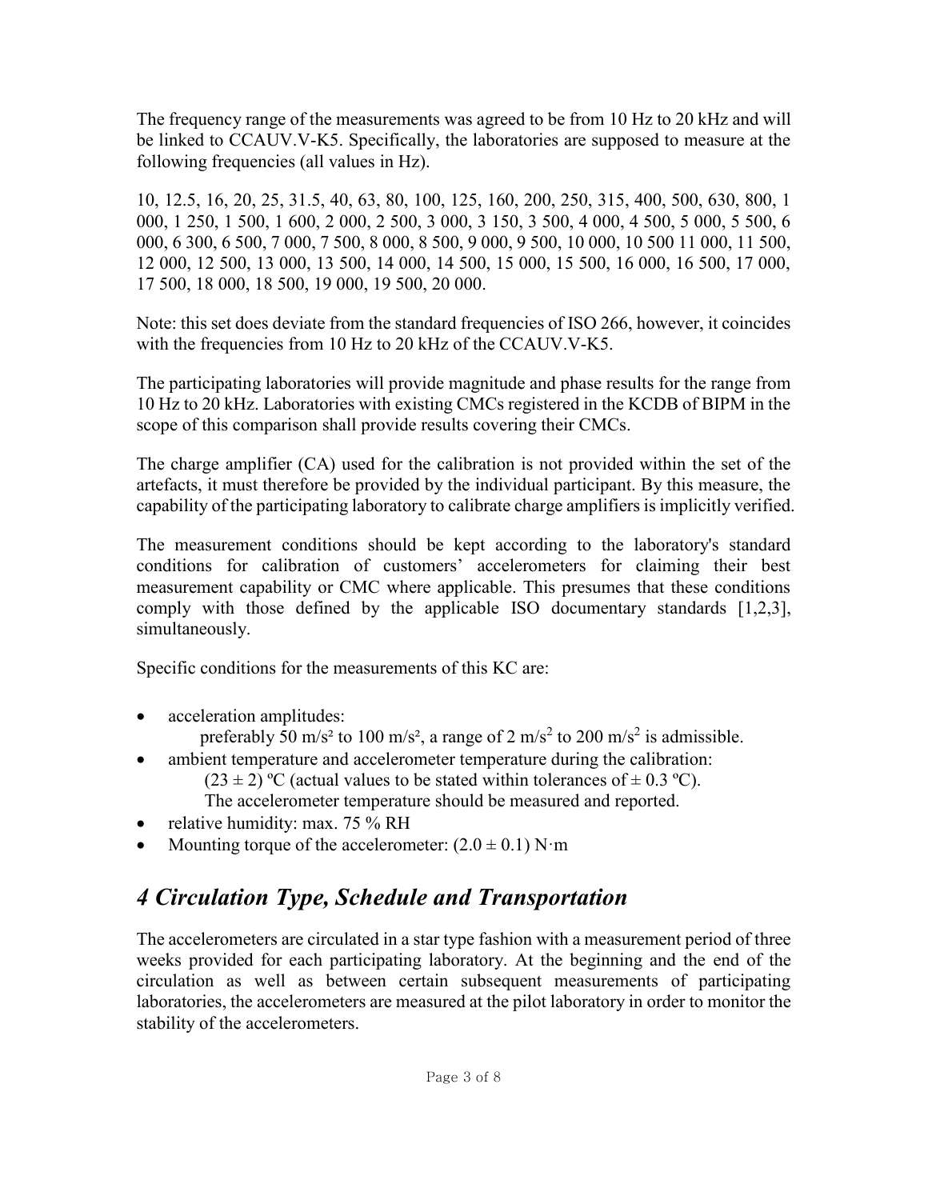The frequency range of the measurements was agreed to be from 10 Hz to 20 kHz and will be linked to CCAUV.V-K5. Specifically, the laboratories are supposed to measure at the following frequencies (all values in Hz).

10, 12.5, 16, 20, 25, 31.5, 40, 63, 80, 100, 125, 160, 200, 250, 315, 400, 500, 630, 800, 1 000, 1 250, 1 500, 1 600, 2 000, 2 500, 3 000, 3 150, 3 500, 4 000, 4 500, 5 000, 5 500, 6 000, 6 300, 6 500, 7 000, 7 500, 8 000, 8 500, 9 000, 9 500, 10 000, 10 500 11 000, 11 500, 12 000, 12 500, 13 000, 13 500, 14 000, 14 500, 15 000, 15 500, 16 000, 16 500, 17 000, 17 500, 18 000, 18 500, 19 000, 19 500, 20 000.

Note: this set does deviate from the standard frequencies of ISO 266, however, it coincides with the frequencies from 10 Hz to 20 kHz of the CCAUV.V-K5.

The participating laboratories will provide magnitude and phase results for the range from 10 Hz to 20 kHz. Laboratories with existing CMCs registered in the KCDB of BIPM in the scope of this comparison shall provide results covering their CMCs.

The charge amplifier (CA) used for the calibration is not provided within the set of the artefacts, it must therefore be provided by the individual participant. By this measure, the capability of the participating laboratory to calibrate charge amplifiers is implicitly verified.

The measurement conditions should be kept according to the laboratory's standard conditions for calibration of customers' accelerometers for claiming their best measurement capability or CMC where applicable. This presumes that these conditions comply with those defined by the applicable ISO documentary standards [1,2,3], simultaneously.

Specific conditions for the measurements of this KC are:

- acceleration amplitudes:
  preferably 50 m/s² to 100 m/s², a range of 2 m/s² to 200 m/s² is admissible.
- ambient temperature and accelerometer temperature during the calibration:
  (23 ± 2) ºC (actual values to be stated within tolerances of ± 0.3 ºC).
  The accelerometer temperature should be measured and reported.
- relative humidity: max. 75 % RH
- Mounting torque of the accelerometer: (2.0 ± 0.1) N·m

## 4 Circulation Type, Schedule and Transportation

The accelerometers are circulated in a star type fashion with a measurement period of three weeks provided for each participating laboratory. At the beginning and the end of the circulation as well as between certain subsequent measurements of participating laboratories, the accelerometers are measured at the pilot laboratory in order to monitor the stability of the accelerometers.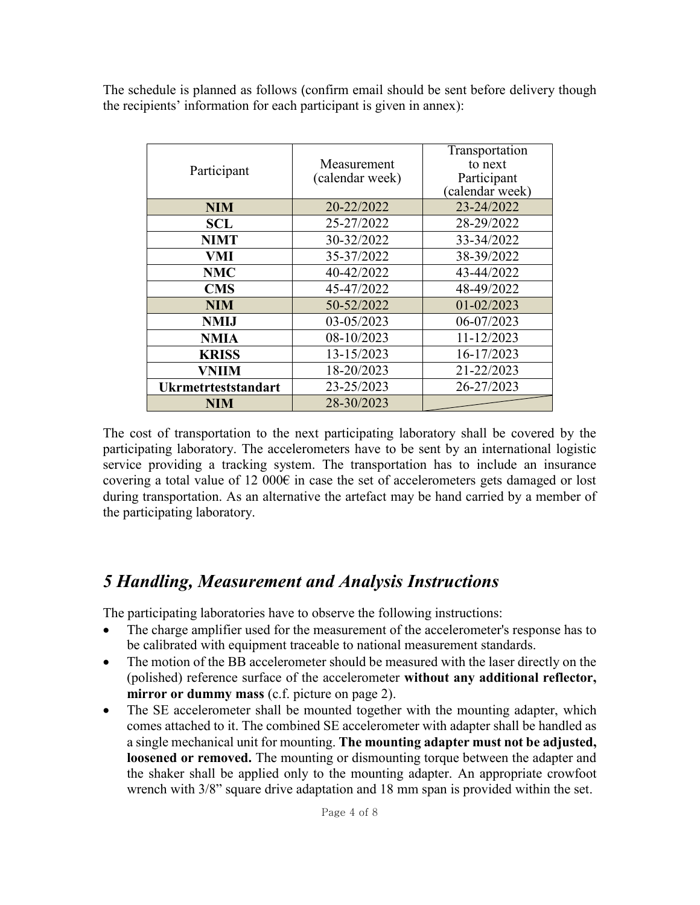The schedule is planned as follows (confirm email should be sent before delivery though the recipients' information for each participant is given in annex):

| Participant | Measurement (calendar week) | Transportation to next Participant (calendar week) |
|---|---|---|
| **NIM** | 20-22/2022 | 23-24/2022 |
| **SCL** | 25-27/2022 | 28-29/2022 |
| **NIMT** | 30-32/2022 | 33-34/2022 |
| **VMI** | 35-37/2022 | 38-39/2022 |
| **NMC** | 40-42/2022 | 43-44/2022 |
| **CMS** | 45-47/2022 | 48-49/2022 |
| **NIM** | 50-52/2022 | 01-02/2023 |
| **NMIJ** | 03-05/2023 | 06-07/2023 |
| **NMIA** | 08-10/2023 | 11-12/2023 |
| **KRISS** | 13-15/2023 | 16-17/2023 |
| **VNIIM** | 18-20/2023 | 21-22/2023 |
| **Ukrmetrteststandart** | 23-25/2023 | 26-27/2023 |
| **NIM** | 28-30/2023 | |

The cost of transportation to the next participating laboratory shall be covered by the participating laboratory. The accelerometers have to be sent by an international logistic service providing a tracking system. The transportation has to include an insurance covering a total value of 12 000€ in case the set of accelerometers gets damaged or lost during transportation. As an alternative the artefact may be hand carried by a member of the participating laboratory.

## *5 Handling, Measurement and Analysis Instructions*

The participating laboratories have to observe the following instructions:

- The charge amplifier used for the measurement of the accelerometer's response has to be calibrated with equipment traceable to national measurement standards.
- The motion of the BB accelerometer should be measured with the laser directly on the (polished) reference surface of the accelerometer **without any additional reflector, mirror or dummy mass** (c.f. picture on page 2).
- The SE accelerometer shall be mounted together with the mounting adapter, which comes attached to it. The combined SE accelerometer with adapter shall be handled as a single mechanical unit for mounting. **The mounting adapter must not be adjusted, loosened or removed.** The mounting or dismounting torque between the adapter and the shaker shall be applied only to the mounting adapter. An appropriate crowfoot wrench with 3/8" square drive adaptation and 18 mm span is provided within the set.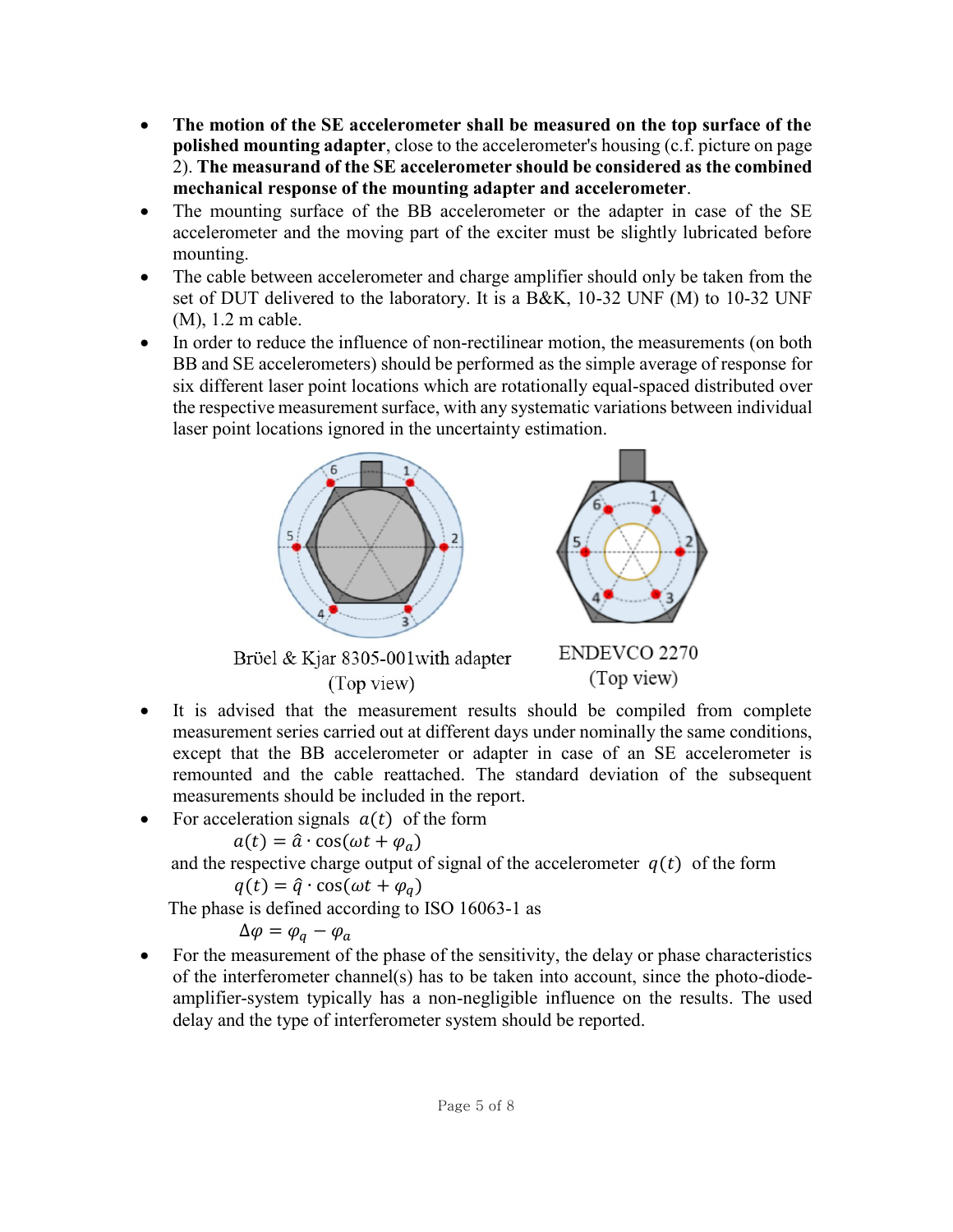- **The motion of the SE accelerometer shall be measured on the top surface of the polished mounting adapter**, close to the accelerometer's housing (c.f. picture on page 2). **The measurand of the SE accelerometer should be considered as the combined mechanical response of the mounting adapter and accelerometer**.
- The mounting surface of the BB accelerometer or the adapter in case of the SE accelerometer and the moving part of the exciter must be slightly lubricated before mounting.
- The cable between accelerometer and charge amplifier should only be taken from the set of DUT delivered to the laboratory. It is a B&K, 10-32 UNF (M) to 10-32 UNF (M), 1.2 m cable.
- In order to reduce the influence of non-rectilinear motion, the measurements (on both BB and SE accelerometers) should be performed as the simple average of response for six different laser point locations which are rotationally equal-spaced distributed over the respective measurement surface, with any systematic variations between individual laser point locations ignored in the uncertainty estimation.

6 1 5 2 4 3

Brüel & Kjar 8305-001with adapter
(Top view)

6 1 5 2 4 3

ENDEVCO 2270
(Top view)

- It is advised that the measurement results should be compiled from complete measurement series carried out at different days under nominally the same conditions, except that the BB accelerometer or adapter in case of an SE accelerometer is remounted and the cable reattached. The standard deviation of the subsequent measurements should be included in the report.
- For acceleration signals $a(t)$ of the form

  $$a(t) = \hat{a} \cdot \cos(\omega t + \varphi_a)$$

  and the respective charge output of signal of the accelerometer $q(t)$ of the form

  $$q(t) = \hat{q} \cdot \cos(\omega t + \varphi_q)$$

  The phase is defined according to ISO 16063-1 as

  $$\Delta\varphi = \varphi_q - \varphi_a$$

- For the measurement of the phase of the sensitivity, the delay or phase characteristics of the interferometer channel(s) has to be taken into account, since the photo-diode-amplifier-system typically has a non-negligible influence on the results. The used delay and the type of interferometer system should be reported.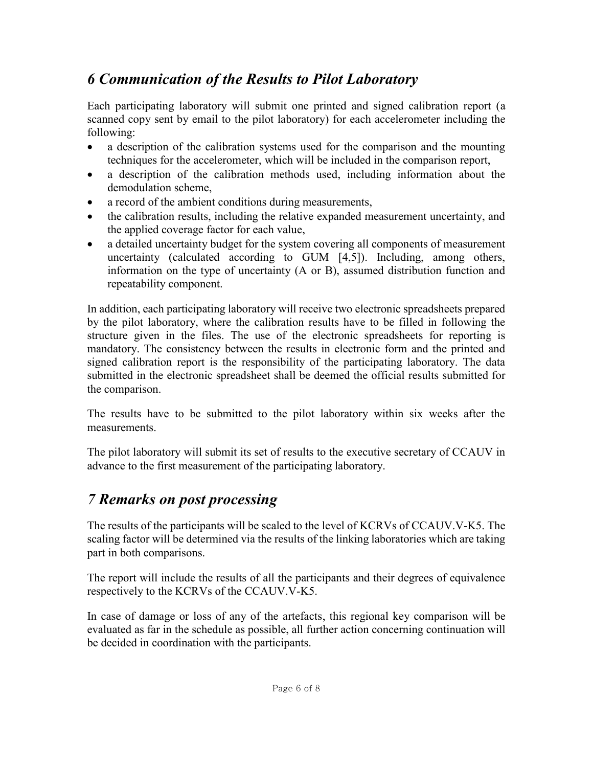## *6 Communication of the Results to Pilot Laboratory*

Each participating laboratory will submit one printed and signed calibration report (a scanned copy sent by email to the pilot laboratory) for each accelerometer including the following:

- a description of the calibration systems used for the comparison and the mounting techniques for the accelerometer, which will be included in the comparison report,
- a description of the calibration methods used, including information about the demodulation scheme,
- a record of the ambient conditions during measurements,
- the calibration results, including the relative expanded measurement uncertainty, and the applied coverage factor for each value,
- a detailed uncertainty budget for the system covering all components of measurement uncertainty (calculated according to GUM [4,5]). Including, among others, information on the type of uncertainty (A or B), assumed distribution function and repeatability component.

In addition, each participating laboratory will receive two electronic spreadsheets prepared by the pilot laboratory, where the calibration results have to be filled in following the structure given in the files. The use of the electronic spreadsheets for reporting is mandatory. The consistency between the results in electronic form and the printed and signed calibration report is the responsibility of the participating laboratory. The data submitted in the electronic spreadsheet shall be deemed the official results submitted for the comparison.

The results have to be submitted to the pilot laboratory within six weeks after the measurements.

The pilot laboratory will submit its set of results to the executive secretary of CCAUV in advance to the first measurement of the participating laboratory.

## *7 Remarks on post processing*

The results of the participants will be scaled to the level of KCRVs of CCAUV.V-K5. The scaling factor will be determined via the results of the linking laboratories which are taking part in both comparisons.

The report will include the results of all the participants and their degrees of equivalence respectively to the KCRVs of the CCAUV.V-K5.

In case of damage or loss of any of the artefacts, this regional key comparison will be evaluated as far in the schedule as possible, all further action concerning continuation will be decided in coordination with the participants.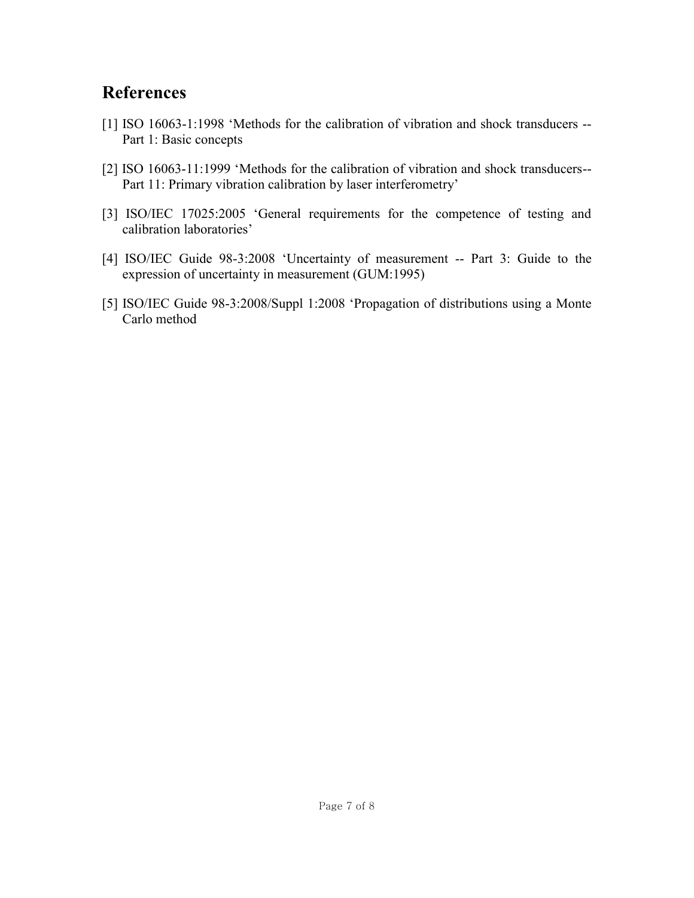## References

[1] ISO 16063-1:1998 ‘Methods for the calibration of vibration and shock transducers -- Part 1: Basic concepts

[2] ISO 16063-11:1999 ‘Methods for the calibration of vibration and shock transducers-- Part 11: Primary vibration calibration by laser interferometry’

[3] ISO/IEC 17025:2005 ‘General requirements for the competence of testing and calibration laboratories’

[4] ISO/IEC Guide 98-3:2008 ‘Uncertainty of measurement -- Part 3: Guide to the expression of uncertainty in measurement (GUM:1995)

[5] ISO/IEC Guide 98-3:2008/Suppl 1:2008 ‘Propagation of distributions using a Monte Carlo method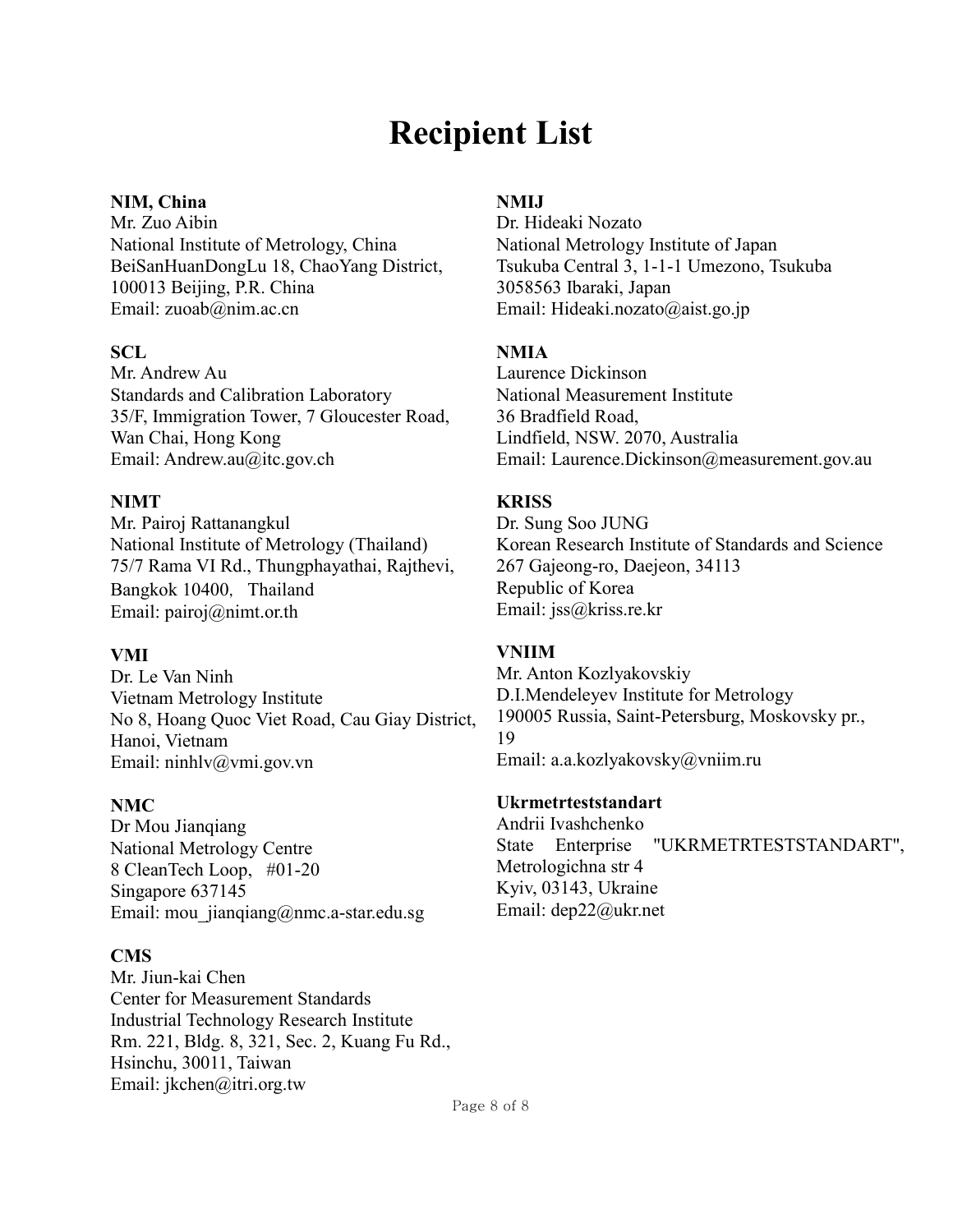# Recipient List

**NIM, China**
Mr. Zuo Aibin
National Institute of Metrology, China
BeiSanHuanDongLu 18, ChaoYang District,
100013 Beijing, P.R. China
Email: zuoab@nim.ac.cn

**SCL**
Mr. Andrew Au
Standards and Calibration Laboratory
35/F, Immigration Tower, 7 Gloucester Road,
Wan Chai, Hong Kong
Email: Andrew.au@itc.gov.ch

**NIMT**
Mr. Pairoj Rattanangkul
National Institute of Metrology (Thailand)
75/7 Rama VI Rd., Thungphayathai, Rajthevi,
Bangkok 10400, Thailand
Email: pairoj@nimt.or.th

**VMI**
Dr. Le Van Ninh
Vietnam Metrology Institute
No 8, Hoang Quoc Viet Road, Cau Giay District,
Hanoi, Vietnam
Email: ninhlv@vmi.gov.vn

**NMC**
Dr Mou Jianqiang
National Metrology Centre
8 CleanTech Loop, #01-20
Singapore 637145
Email: mou_jianqiang@nmc.a-star.edu.sg

**CMS**
Mr. Jiun-kai Chen
Center for Measurement Standards
Industrial Technology Research Institute
Rm. 221, Bldg. 8, 321, Sec. 2, Kuang Fu Rd.,
Hsinchu, 30011, Taiwan
Email: jkchen@itri.org.tw

**NMIJ**
Dr. Hideaki Nozato
National Metrology Institute of Japan
Tsukuba Central 3, 1-1-1 Umezono, Tsukuba
3058563 Ibaraki, Japan
Email: Hideaki.nozato@aist.go.jp

**NMIA**
Laurence Dickinson
National Measurement Institute
36 Bradfield Road,
Lindfield, NSW. 2070, Australia
Email: Laurence.Dickinson@measurement.gov.au

**KRISS**
Dr. Sung Soo JUNG
Korean Research Institute of Standards and Science
267 Gajeong-ro, Daejeon, 34113
Republic of Korea
Email: jss@kriss.re.kr

**VNIIM**
Mr. Anton Kozlyakovskiy
D.I.Mendeleyev Institute for Metrology
190005 Russia, Saint-Petersburg, Moskovsky pr.,
19
Email: a.a.kozlyakovsky@vniim.ru

**Ukrmetrteststandart**
Andrii Ivashchenko
State Enterprise "UKRMETRTESTSTANDART",
Metrologichna str 4
Kyiv, 03143, Ukraine
Email: dep22@ukr.net